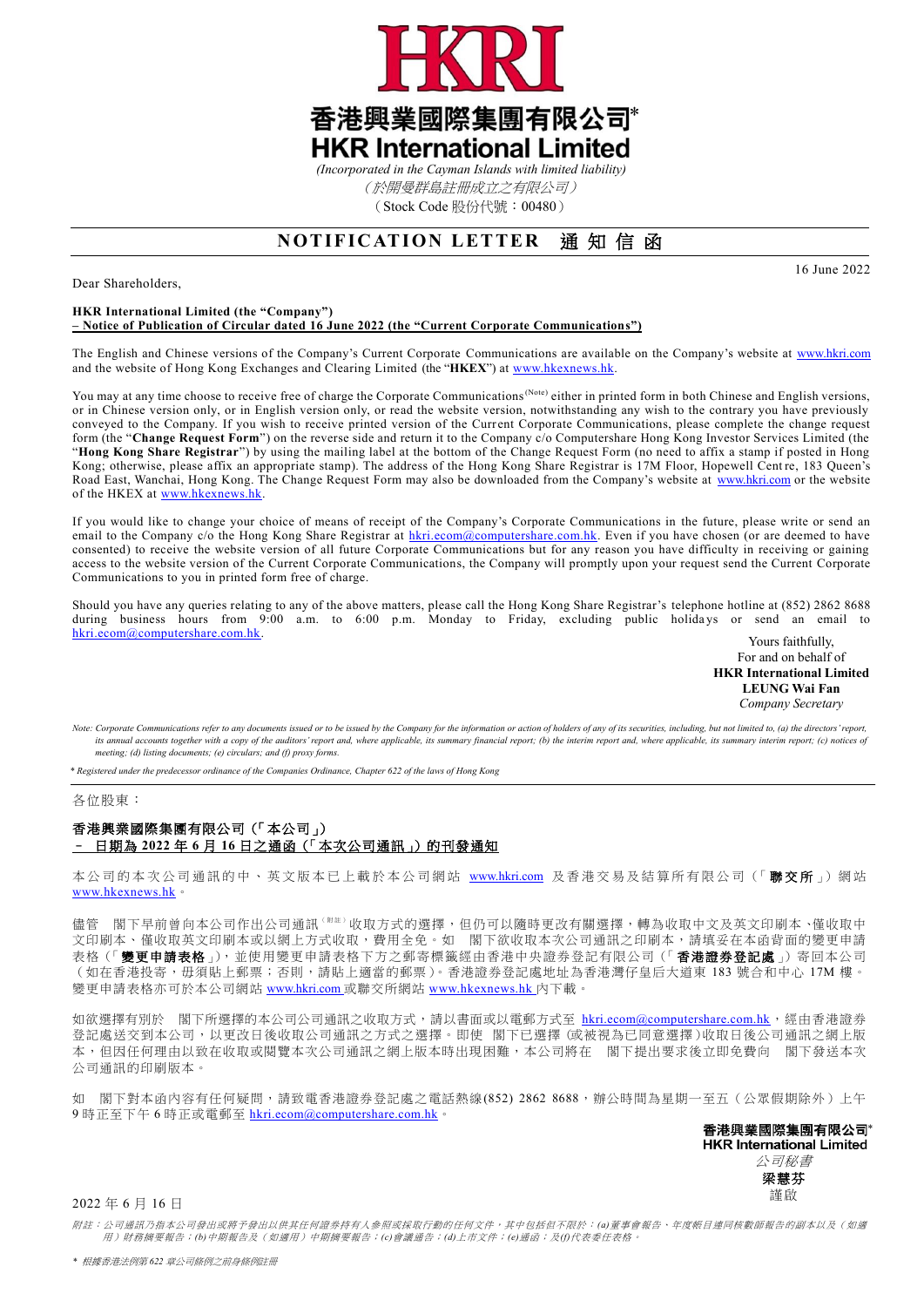# HKRI

# 香港興業國際集團有限公司*
# HKR International Limited

*(Incorporated in the Cayman Islands with limited liability)*
*（於開曼群島註冊成立之有限公司）*
（Stock Code 股份代號：00480）

## NOTIFICATION LETTER 通知信函

16 June 2022

Dear Shareholders,

**HKR International Limited (the "Company")**
**– Notice of Publication of Circular dated 16 June 2022 (the "Current Corporate Communications")**

The English and Chinese versions of the Company's Current Corporate Communications are available on the Company's website at www.hkri.com and the website of Hong Kong Exchanges and Clearing Limited (the "**HKEX**") at www.hkexnews.hk.

You may at any time choose to receive free of charge the Corporate Communications (Note) either in printed form in both Chinese and English versions, or in Chinese version only, or in English version only, or read the website version, notwithstanding any wish to the contrary you have previously conveyed to the Company. If you wish to receive printed version of the Current Corporate Communications, please complete the change request form (the "**Change Request Form**") on the reverse side and return it to the Company c/o Computershare Hong Kong Investor Services Limited (the "**Hong Kong Share Registrar**") by using the mailing label at the bottom of the Change Request Form (no need to affix a stamp if posted in Hong Kong; otherwise, please affix an appropriate stamp). The address of the Hong Kong Share Registrar is 17M Floor, Hopewell Centre, 183 Queen's Road East, Wanchai, Hong Kong. The Change Request Form may also be downloaded from the Company's website at www.hkri.com or the website of the HKEX at www.hkexnews.hk.

If you would like to change your choice of means of receipt of the Company's Corporate Communications in the future, please write or send an email to the Company c/o the Hong Kong Share Registrar at hkri.ecom@computershare.com.hk. Even if you have chosen (or are deemed to have consented) to receive the website version of all future Corporate Communications but for any reason you have difficulty in receiving or gaining access to the website version of the Current Corporate Communications, the Company will promptly upon your request send the Current Corporate Communications to you in printed form free of charge.

Should you have any queries relating to any of the above matters, please call the Hong Kong Share Registrar's telephone hotline at (852) 2862 8688 during business hours from 9:00 a.m. to 6:00 p.m. Monday to Friday, excluding public holidays or send an email to hkri.ecom@computershare.com.hk.

Yours faithfully,
For and on behalf of
**HKR International Limited**
**LEUNG Wai Fan**
*Company Secretary*

*Note: Corporate Communications refer to any documents issued or to be issued by the Company for the information or action of holders of any of its securities, including, but not limited to, (a) the directors' report, its annual accounts together with a copy of the auditors' report and, where applicable, its summary financial report; (b) the interim report and, where applicable, its summary interim report; (c) notices of meeting; (d) listing documents; (e) circulars; and (f) proxy forms.*

*\* Registered under the predecessor ordinance of the Companies Ordinance, Chapter 622 of the laws of Hong Kong*

---

各位股東：

**香港興業國際集團有限公司（「本公司」）**
**– 日期為 2022 年 6 月 16 日之通函（「本次公司通訊」）的刊發通知**

本公司的本次公司通訊的中、英文版本已上載於本公司網站 www.hkri.com 及香港交易及結算所有限公司（「**聯交所**」）網站 www.hkexnews.hk。

儘管　閣下早前曾向本公司作出公司通訊（附註）收取方式的選擇，但仍可以隨時更改有關選擇，轉為收取中文及英文印刷本、僅收取中文印刷本、僅收取英文印刷本或以網上方式收取，費用全免。如　閣下欲收取本次公司通訊之印刷本，請填妥在本函背面的變更申請表格（「**變更申請表格**」），並使用變更申請表格下方之郵寄標籤經由香港中央證券登記有限公司（「**香港證券登記處**」）寄回本公司（如在香港投寄，毋須貼上郵票；否則，請貼上適當的郵票）。香港證券登記處地址為香港灣仔皇后大道東 183 號合和中心 17M 樓。變更申請表格亦可於本公司網站 www.hkri.com 或聯交所網站 www.hkexnews.hk 內下載。

如欲選擇有別於　閣下所選擇的本公司公司通訊之收取方式，請以書面或以電郵方式至 hkri.ecom@computershare.com.hk，經由香港證券登記處送交到本公司，以更改日後收取公司通訊之方式之選擇。即使　閣下已選擇（或被視為已同意選擇）收取日後公司通訊之網上版本，但因任何理由以致在收取或閱覽本次公司通訊之網上版本時出現困難，本公司將在　閣下提出要求後立即免費向　閣下發送本次公司通訊的印刷版本。

如　閣下對本函內容有任何疑問，請致電香港證券登記處之電話熱線(852) 2862 8688，辦公時間為星期一至五（公眾假期除外）上午 9 時正至下午 6 時正或電郵至 hkri.ecom@computershare.com.hk。

**香港興業國際集團有限公司***
**HKR International Limited**
*公司秘書*
**梁慧芬**
謹啟

2022 年 6 月 16 日

*附註：公司通訊乃指本公司發出或將予發出以供其任何證券持有人參照或採取行動的任何文件，其中包括但不限於：(a)董事會報告、年度帳目連同核數師報告的副本以及（如適用）財務摘要報告；(b)中期報告及（如適用）中期摘要報告；(c)會議通告；(d)上市文件；(e)通函；及(f)代表委任表格。*

*\* 根據香港法例第 622 章公司條例之前身條例註冊*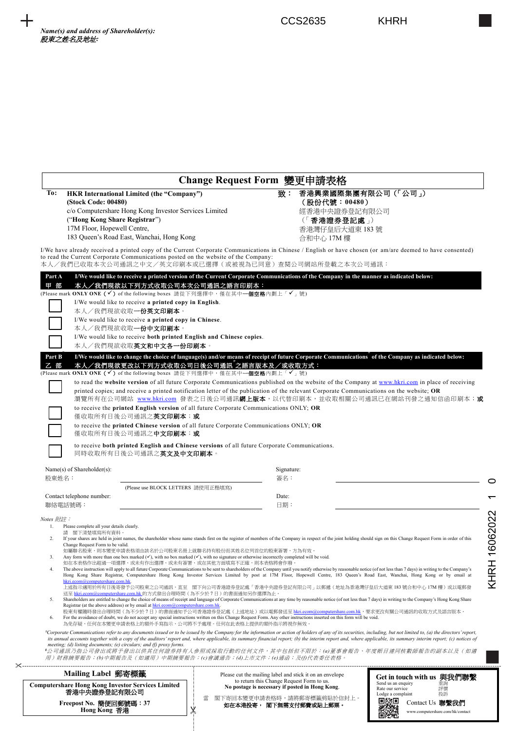CCS2635 KHRH

*Name(s) and address of Shareholder(s):*
*股東之姓名及地址:*

# Change Request Form 變更申請表格

**To:** **HKR International Limited (the "Company")**
**(Stock Code: 00480)**
c/o Computershare Hong Kong Investor Services Limited
(**"Hong Kong Share Registrar"**)
17M Floor, Hopewell Centre,
183 Queen's Road East, Wanchai, Hong Kong

**致：** 香港興業國際集團有限公司（「公司」）
（**股份代號：00480**）
經香港中央證券登記有限公司
（「**香港證券登記處**」）
香港灣仔皇后大道東 183 號
合和中心 17M 樓

I/We have already received a printed copy of the Current Corporate Communications in Chinese / English or have chosen (or am/are deemed to have consented) to read the Current Corporate Communications posted on the website of the Company:
本人／我們已收取本次公司通訊之中文／英文印刷本或已選擇（或被視為已同意）查閱公司網站所登載之本次公司通訊：

**Part A** **I/We would like to receive a printed version of the Current Corporate Communications of the Company in the manner as indicated below:**
**甲 部** **本人／我們現欲以下列方式收取公司本次公司通訊之語言印刷本：**

(Please mark **ONLY ONE** (✓) of the following boxes 請從下列選擇中，僅在其中一**個空格**內劃上「✓」號)

☐ I/We would like to receive **a printed copy in English**.
本人／我們現欲收取**一份英文印刷本**。

☐ I/We would like to receive **a printed copy in Chinese**.
本人／我們現欲收取**一份中文印刷本**。

☐ I/We would like to receive **both printed English and Chinese copies**.
本人／我們現欲收取**英文和中文各一份印刷本**。

**Part B** **I/We would like to change the choice of language(s) and/or means of receipt of future Corporate Communications# of the Company as indicated below:**
**乙 部** **本人／我們現欲更改以下列方式收取公司日後公司通訊#之語言版本及／或收取方式：**

(Please mark **ONLY ONE** (✓) of the following boxes 請從下列選擇中，僅在其中一**個空格**內劃上「✓」號)

☐ to read the **website version** of all future Corporate Communications published on the website of the Company at www.hkri.com in place of receiving printed copies; and receive a printed notification letter of the publication of the relevant Corporate Communications on the website; **OR**
瀏覽所有在公司網站 www.hkri.com 發表之日後公司通訊**網上版本**，以代替印刷本，並收取相關公司通訊已在網站刊發之通知信函印刷本；**或**

☐ to receive the **printed English version** of all future Corporate Communications ONLY; **OR**
僅收取所有日後公司通訊之**英文印刷本**；**或**

☐ to receive the **printed Chinese version** of all future Corporate Communications ONLY; **OR**
僅收取所有日後公司通訊之**中文印刷本**；**或**

☐ to receive **both printed English and Chinese versions** of all future Corporate Communications.
同時收取所有日後公司通訊之**英文及中文印刷本**。

Name(s) of Shareholder(s):
股東姓名：
(Please use BLOCK LETTERS 請使用正楷填寫)

Signature:
簽名：

Contact telephone number:
聯絡電話號碼：

Date:
日期：

*Notes 附註：*

1. Please complete all your details clearly.
請 閣下清楚填寫所有資料。
2. If your shares are held in joint names, the shareholder whose name stands first on the register of members of the Company in respect of the joint holding should sign on this Change Request Form in order of this Change Request Form to be valid.
如屬聯名股東，則本變更申請表格須由該名於公司股東名冊上就聯名持有股份而其姓名位列首位的股東簽署，方為有效。
3. Any form with more than one box marked (✓), with no box marked (✓), with no signature or otherwise incorrectly completed will be void.
如在本表格作出超過一項選擇、或未有作出選擇、或未有簽署、或在其他方面填寫不正確，則本表格將會作廢。
4. The above instruction will apply to all future Corporate Communications to be sent to shareholders of the Company until you notify otherwise by reasonable notice (of not less than 7 days) in writing to the Company's Hong Kong Share Registrar, Computershare Hong Kong Investor Services Limited by post at 17M Floor, Hopewell Centre, 183 Queen's Road East, Wanchai, Hong Kong or by email at hkri.ecom@computershare.com.hk.
上述指示適用於所有日後寄發予公司股東之公司通訊，直至 閣下向公司香港證券登記處「香港中央證券登記有限公司」以郵遞（地址為香港灣仔皇后大道東 183 號合和中心 17M 樓）或以電郵發送至 hkri.ecom@computershare.com.hk 的方式發出合理時間（為不少於 7 日）的書面通知另作選擇為止。
5. Shareholders are entitled to change the choice of means of receipt and language of Corporate Communications at any time by reasonable notice (of not less than 7 days) in writing to the Company's Hong Kong Share Registrar (at the above address) or by email at hkri.ecom@computershare.com.hk.
股東有權隨時發出合理時間（為不少於 7 日）的書面通知予公司香港證券登記處（上述地址）或以電郵發送至 hkri.ecom@computershare.com.hk，要求更改有關公司通訊的收取方式及語言版本。
6. For the avoidance of doubt, we do not accept any special instructions written on this Change Request Form. Any other instructions inserted on this form will be void.
為免存疑，任何在本變更申請表格上的額外手寫指示，公司將不予處理。任何在此表格上提供的額外指示將視作無效。

*#Corporate Communications refer to any documents issued or to be issued by the Company for the information or action of holders of any of its securities, including, but not limited to, (a) the directors' report, its annual accounts together with a copy of the auditors' report and, where applicable, its summary financial report; (b) the interim report and, where applicable, its summary interim report; (c) notices of meeting; (d) listing documents; (e) circulars; and (f) proxy forms.*
*#公司通訊乃指公司發出或將予發出以供其任何證券持有人參照或採取行動的任何文件，其中包括但不限於：(a)董事會報告、年度帳目連同核數師報告的副本以及（如適用）財務摘要報告；(b)中期報告及（如適用）中期摘要報告；(c)會議通告；(d)上市文件；(e)通函；及(f)代表委任表格。*

KHRH 16062022 1 0

**Mailing Label 郵寄標籤**

**Computershare Hong Kong Investor Services Limited**
**香港中央證券登記有限公司**
**Freepost No. 簡便回郵號碼：37**
**Hong Kong 香港**

Please cut the mailing label and stick it on an envelope to return this Change Request Form to us.
**No postage is necessary if posted in Hong Kong.**
當 閣下寄回本變更申請表格時，請將郵寄標籤剪貼於信封上。
**如在本港投寄， 閣下無需支付郵費或貼上郵票。**

**Get in touch with us 與我們聯繫**
Send us an enquiry 查詢
Rate our service 評價
Lodge a complaint 投訴
Contact Us **聯繫我們**
www.computershare.com/hk/contact